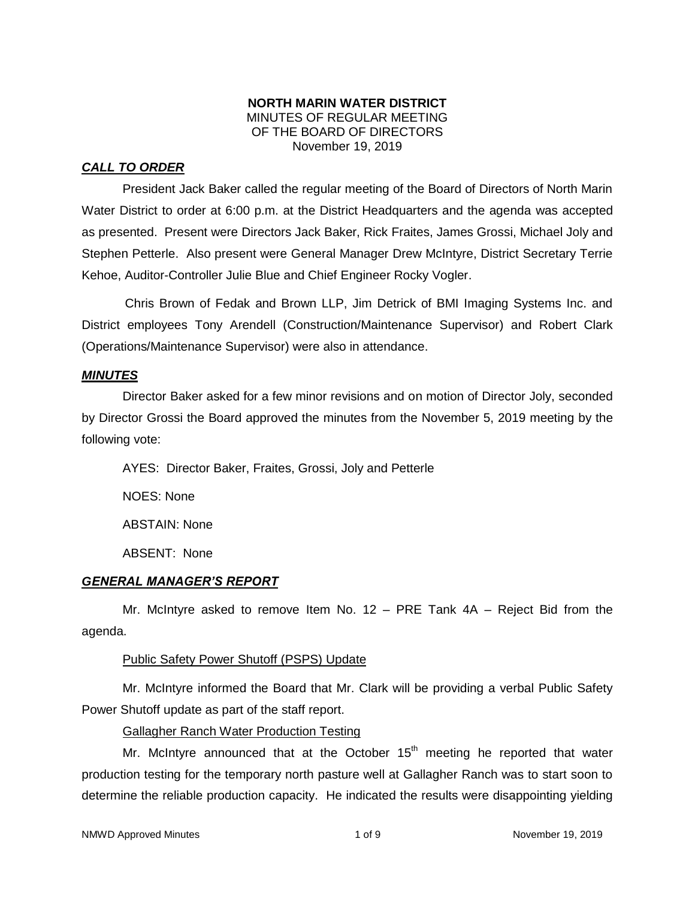**NORTH MARIN WATER DISTRICT**
MINUTES OF REGULAR MEETING
OF THE BOARD OF DIRECTORS
November 19, 2019

## ***CALL TO ORDER***

President Jack Baker called the regular meeting of the Board of Directors of North Marin Water District to order at 6:00 p.m. at the District Headquarters and the agenda was accepted as presented. Present were Directors Jack Baker, Rick Fraites, James Grossi, Michael Joly and Stephen Petterle. Also present were General Manager Drew McIntyre, District Secretary Terrie Kehoe, Auditor-Controller Julie Blue and Chief Engineer Rocky Vogler.

Chris Brown of Fedak and Brown LLP, Jim Detrick of BMI Imaging Systems Inc. and District employees Tony Arendell (Construction/Maintenance Supervisor) and Robert Clark (Operations/Maintenance Supervisor) were also in attendance.

## ***MINUTES***

Director Baker asked for a few minor revisions and on motion of Director Joly, seconded by Director Grossi the Board approved the minutes from the November 5, 2019 meeting by the following vote:

AYES: Director Baker, Fraites, Grossi, Joly and Petterle

NOES: None

ABSTAIN: None

ABSENT: None

## ***GENERAL MANAGER'S REPORT***

Mr. McIntyre asked to remove Item No. 12 – PRE Tank 4A – Reject Bid from the agenda.

Public Safety Power Shutoff (PSPS) Update

Mr. McIntyre informed the Board that Mr. Clark will be providing a verbal Public Safety Power Shutoff update as part of the staff report.

Gallagher Ranch Water Production Testing

Mr. McIntyre announced that at the October 15th meeting he reported that water production testing for the temporary north pasture well at Gallagher Ranch was to start soon to determine the reliable production capacity. He indicated the results were disappointing yielding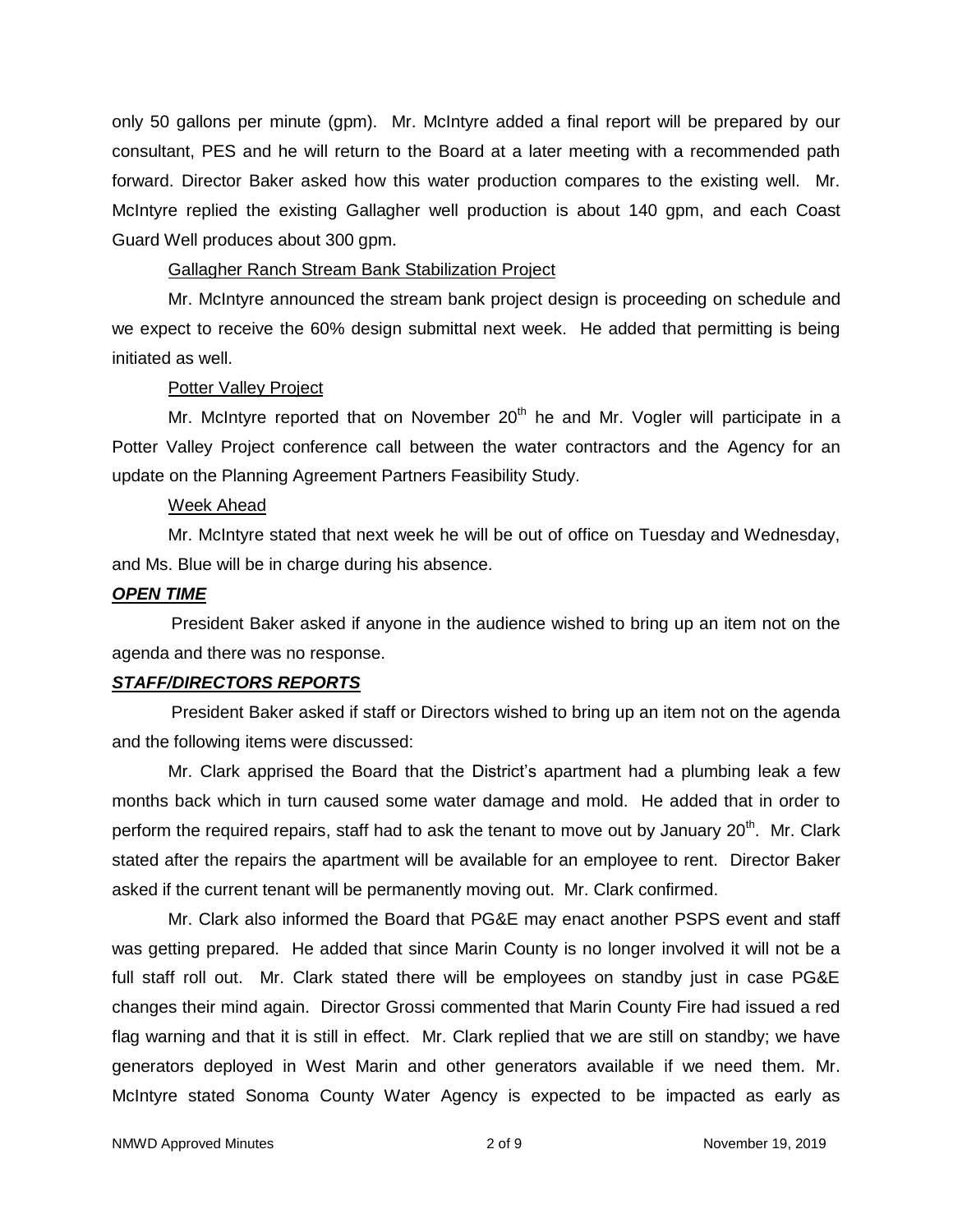only 50 gallons per minute (gpm). Mr. McIntyre added a final report will be prepared by our consultant, PES and he will return to the Board at a later meeting with a recommended path forward. Director Baker asked how this water production compares to the existing well. Mr. McIntyre replied the existing Gallagher well production is about 140 gpm, and each Coast Guard Well produces about 300 gpm.

Gallagher Ranch Stream Bank Stabilization Project

Mr. McIntyre announced the stream bank project design is proceeding on schedule and we expect to receive the 60% design submittal next week. He added that permitting is being initiated as well.

Potter Valley Project

Mr. McIntyre reported that on November 20th he and Mr. Vogler will participate in a Potter Valley Project conference call between the water contractors and the Agency for an update on the Planning Agreement Partners Feasibility Study.

Week Ahead

Mr. McIntyre stated that next week he will be out of office on Tuesday and Wednesday, and Ms. Blue will be in charge during his absence.

***OPEN TIME***

President Baker asked if anyone in the audience wished to bring up an item not on the agenda and there was no response.

***STAFF/DIRECTORS REPORTS***

President Baker asked if staff or Directors wished to bring up an item not on the agenda and the following items were discussed:

Mr. Clark apprised the Board that the District's apartment had a plumbing leak a few months back which in turn caused some water damage and mold. He added that in order to perform the required repairs, staff had to ask the tenant to move out by January 20th. Mr. Clark stated after the repairs the apartment will be available for an employee to rent. Director Baker asked if the current tenant will be permanently moving out. Mr. Clark confirmed.

Mr. Clark also informed the Board that PG&E may enact another PSPS event and staff was getting prepared. He added that since Marin County is no longer involved it will not be a full staff roll out. Mr. Clark stated there will be employees on standby just in case PG&E changes their mind again. Director Grossi commented that Marin County Fire had issued a red flag warning and that it is still in effect. Mr. Clark replied that we are still on standby; we have generators deployed in West Marin and other generators available if we need them. Mr. McIntyre stated Sonoma County Water Agency is expected to be impacted as early as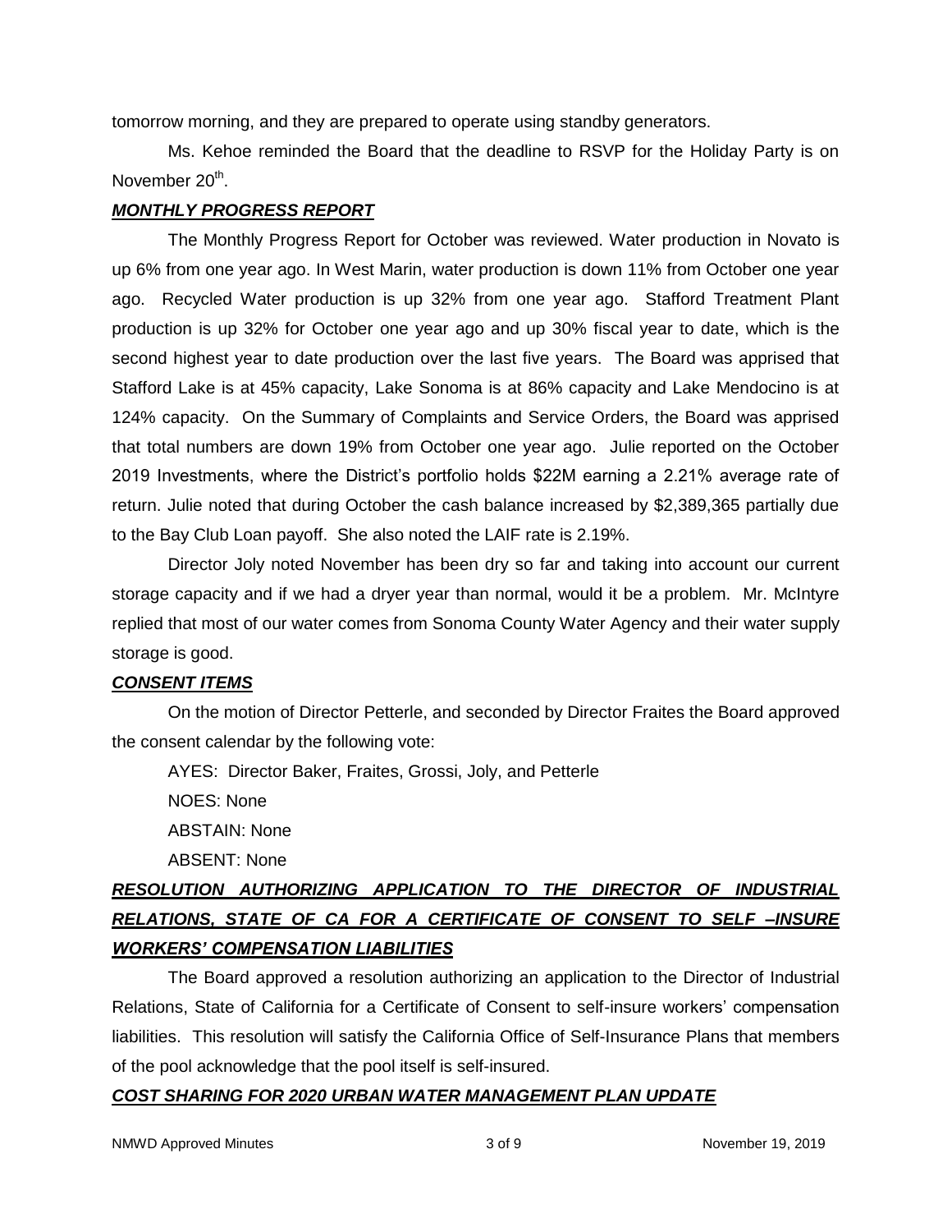tomorrow morning, and they are prepared to operate using standby generators.

Ms. Kehoe reminded the Board that the deadline to RSVP for the Holiday Party is on November 20th.

***MONTHLY PROGRESS REPORT***

The Monthly Progress Report for October was reviewed. Water production in Novato is up 6% from one year ago. In West Marin, water production is down 11% from October one year ago. Recycled Water production is up 32% from one year ago. Stafford Treatment Plant production is up 32% for October one year ago and up 30% fiscal year to date, which is the second highest year to date production over the last five years. The Board was apprised that Stafford Lake is at 45% capacity, Lake Sonoma is at 86% capacity and Lake Mendocino is at 124% capacity. On the Summary of Complaints and Service Orders, the Board was apprised that total numbers are down 19% from October one year ago. Julie reported on the October 2019 Investments, where the District's portfolio holds $22M earning a 2.21% average rate of return. Julie noted that during October the cash balance increased by $2,389,365 partially due to the Bay Club Loan payoff. She also noted the LAIF rate is 2.19%.

Director Joly noted November has been dry so far and taking into account our current storage capacity and if we had a dryer year than normal, would it be a problem. Mr. McIntyre replied that most of our water comes from Sonoma County Water Agency and their water supply storage is good.

***CONSENT ITEMS***

On the motion of Director Petterle, and seconded by Director Fraites the Board approved the consent calendar by the following vote:

AYES: Director Baker, Fraites, Grossi, Joly, and Petterle

NOES: None

ABSTAIN: None

ABSENT: None

***RESOLUTION AUTHORIZING APPLICATION TO THE DIRECTOR OF INDUSTRIAL RELATIONS, STATE OF CA FOR A CERTIFICATE OF CONSENT TO SELF –INSURE WORKERS' COMPENSATION LIABILITIES***

The Board approved a resolution authorizing an application to the Director of Industrial Relations, State of California for a Certificate of Consent to self-insure workers' compensation liabilities. This resolution will satisfy the California Office of Self-Insurance Plans that members of the pool acknowledge that the pool itself is self-insured.

***COST SHARING FOR 2020 URBAN WATER MANAGEMENT PLAN UPDATE***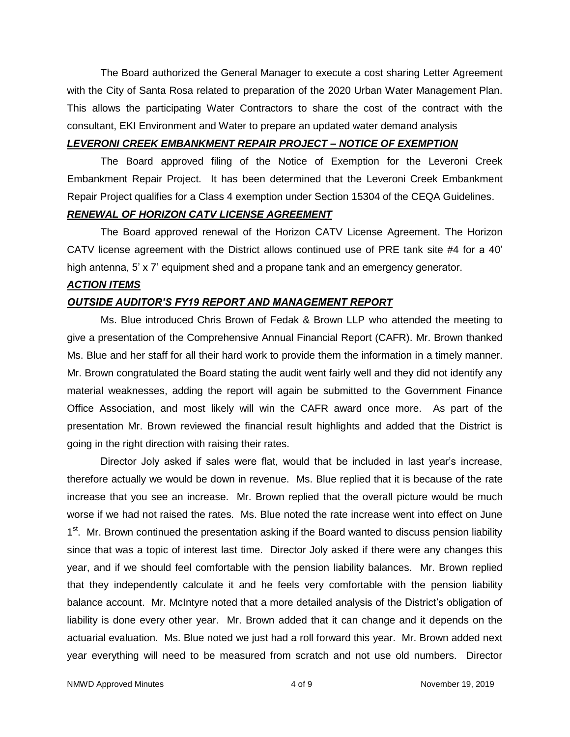The Board authorized the General Manager to execute a cost sharing Letter Agreement with the City of Santa Rosa related to preparation of the 2020 Urban Water Management Plan. This allows the participating Water Contractors to share the cost of the contract with the consultant, EKI Environment and Water to prepare an updated water demand analysis

***LEVERONI CREEK EMBANKMENT REPAIR PROJECT – NOTICE OF EXEMPTION***

The Board approved filing of the Notice of Exemption for the Leveroni Creek Embankment Repair Project. It has been determined that the Leveroni Creek Embankment Repair Project qualifies for a Class 4 exemption under Section 15304 of the CEQA Guidelines.

***RENEWAL OF HORIZON CATV LICENSE AGREEMENT***

The Board approved renewal of the Horizon CATV License Agreement. The Horizon CATV license agreement with the District allows continued use of PRE tank site #4 for a 40' high antenna, 5' x 7' equipment shed and a propane tank and an emergency generator.

***ACTION ITEMS***

***OUTSIDE AUDITOR'S FY19 REPORT AND MANAGEMENT REPORT***

Ms. Blue introduced Chris Brown of Fedak & Brown LLP who attended the meeting to give a presentation of the Comprehensive Annual Financial Report (CAFR). Mr. Brown thanked Ms. Blue and her staff for all their hard work to provide them the information in a timely manner. Mr. Brown congratulated the Board stating the audit went fairly well and they did not identify any material weaknesses, adding the report will again be submitted to the Government Finance Office Association, and most likely will win the CAFR award once more. As part of the presentation Mr. Brown reviewed the financial result highlights and added that the District is going in the right direction with raising their rates.

Director Joly asked if sales were flat, would that be included in last year's increase, therefore actually we would be down in revenue. Ms. Blue replied that it is because of the rate increase that you see an increase. Mr. Brown replied that the overall picture would be much worse if we had not raised the rates. Ms. Blue noted the rate increase went into effect on June 1st. Mr. Brown continued the presentation asking if the Board wanted to discuss pension liability since that was a topic of interest last time. Director Joly asked if there were any changes this year, and if we should feel comfortable with the pension liability balances. Mr. Brown replied that they independently calculate it and he feels very comfortable with the pension liability balance account. Mr. McIntyre noted that a more detailed analysis of the District's obligation of liability is done every other year. Mr. Brown added that it can change and it depends on the actuarial evaluation. Ms. Blue noted we just had a roll forward this year. Mr. Brown added next year everything will need to be measured from scratch and not use old numbers. Director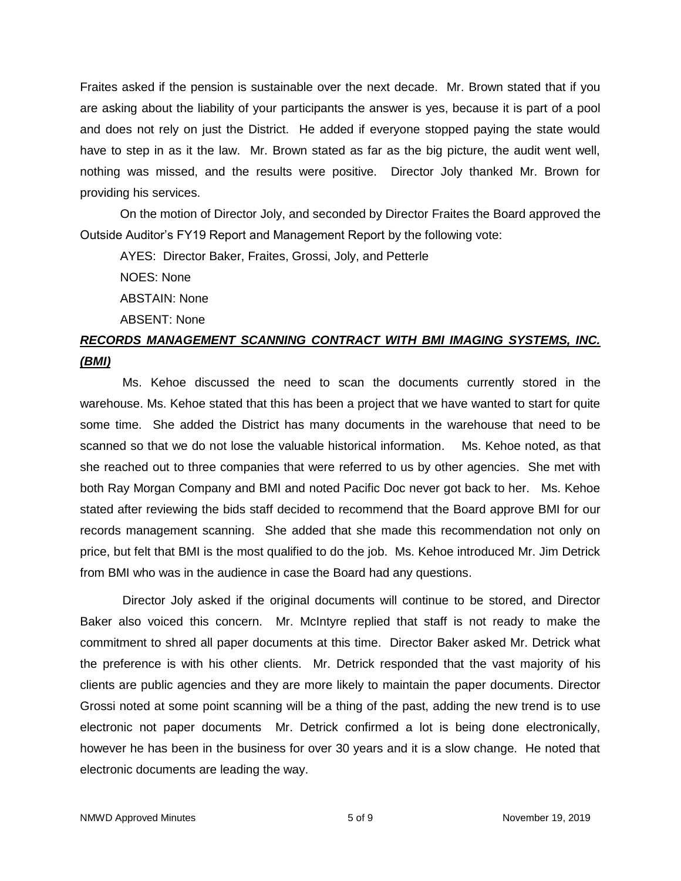Fraites asked if the pension is sustainable over the next decade. Mr. Brown stated that if you are asking about the liability of your participants the answer is yes, because it is part of a pool and does not rely on just the District. He added if everyone stopped paying the state would have to step in as it the law. Mr. Brown stated as far as the big picture, the audit went well, nothing was missed, and the results were positive. Director Joly thanked Mr. Brown for providing his services.

On the motion of Director Joly, and seconded by Director Fraites the Board approved the Outside Auditor's FY19 Report and Management Report by the following vote:

AYES: Director Baker, Fraites, Grossi, Joly, and Petterle

NOES: None

ABSTAIN: None

ABSENT: None

***RECORDS MANAGEMENT SCANNING CONTRACT WITH BMI IMAGING SYSTEMS, INC. (BMI)***

Ms. Kehoe discussed the need to scan the documents currently stored in the warehouse. Ms. Kehoe stated that this has been a project that we have wanted to start for quite some time. She added the District has many documents in the warehouse that need to be scanned so that we do not lose the valuable historical information. Ms. Kehoe noted, as that she reached out to three companies that were referred to us by other agencies. She met with both Ray Morgan Company and BMI and noted Pacific Doc never got back to her. Ms. Kehoe stated after reviewing the bids staff decided to recommend that the Board approve BMI for our records management scanning. She added that she made this recommendation not only on price, but felt that BMI is the most qualified to do the job. Ms. Kehoe introduced Mr. Jim Detrick from BMI who was in the audience in case the Board had any questions.

Director Joly asked if the original documents will continue to be stored, and Director Baker also voiced this concern. Mr. McIntyre replied that staff is not ready to make the commitment to shred all paper documents at this time. Director Baker asked Mr. Detrick what the preference is with his other clients. Mr. Detrick responded that the vast majority of his clients are public agencies and they are more likely to maintain the paper documents. Director Grossi noted at some point scanning will be a thing of the past, adding the new trend is to use electronic not paper documents Mr. Detrick confirmed a lot is being done electronically, however he has been in the business for over 30 years and it is a slow change. He noted that electronic documents are leading the way.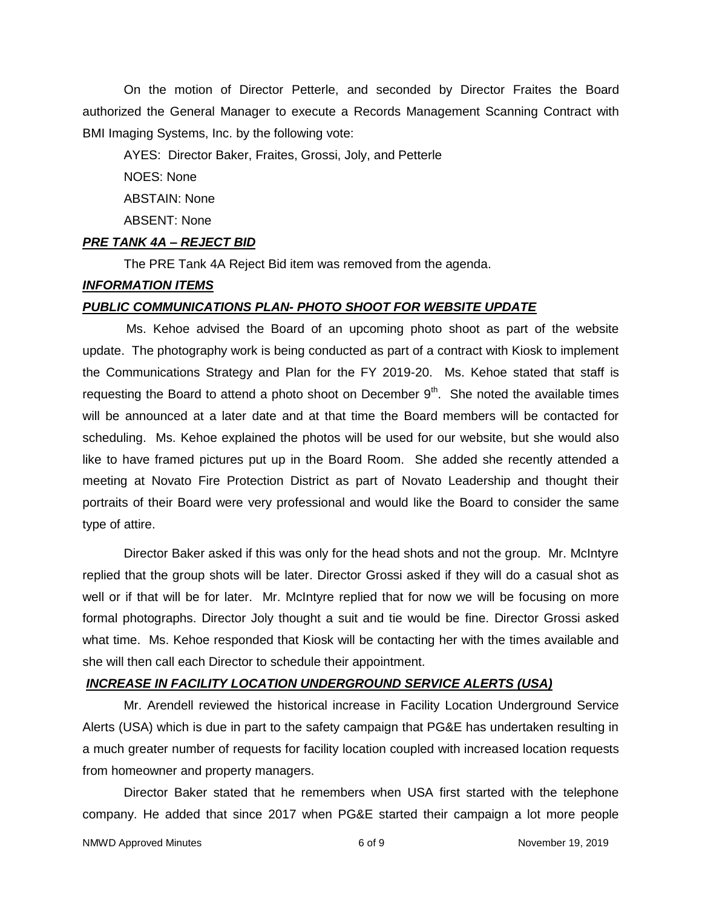On the motion of Director Petterle, and seconded by Director Fraites the Board authorized the General Manager to execute a Records Management Scanning Contract with BMI Imaging Systems, Inc. by the following vote:

AYES: Director Baker, Fraites, Grossi, Joly, and Petterle

NOES: None

ABSTAIN: None

ABSENT: None

***PRE TANK 4A – REJECT BID***

The PRE Tank 4A Reject Bid item was removed from the agenda.

***INFORMATION ITEMS***

***PUBLIC COMMUNICATIONS PLAN- PHOTO SHOOT FOR WEBSITE UPDATE***

Ms. Kehoe advised the Board of an upcoming photo shoot as part of the website update. The photography work is being conducted as part of a contract with Kiosk to implement the Communications Strategy and Plan for the FY 2019-20. Ms. Kehoe stated that staff is requesting the Board to attend a photo shoot on December 9th. She noted the available times will be announced at a later date and at that time the Board members will be contacted for scheduling. Ms. Kehoe explained the photos will be used for our website, but she would also like to have framed pictures put up in the Board Room. She added she recently attended a meeting at Novato Fire Protection District as part of Novato Leadership and thought their portraits of their Board were very professional and would like the Board to consider the same type of attire.

Director Baker asked if this was only for the head shots and not the group. Mr. McIntyre replied that the group shots will be later. Director Grossi asked if they will do a casual shot as well or if that will be for later. Mr. McIntyre replied that for now we will be focusing on more formal photographs. Director Joly thought a suit and tie would be fine. Director Grossi asked what time. Ms. Kehoe responded that Kiosk will be contacting her with the times available and she will then call each Director to schedule their appointment.

***INCREASE IN FACILITY LOCATION UNDERGROUND SERVICE ALERTS (USA)***

Mr. Arendell reviewed the historical increase in Facility Location Underground Service Alerts (USA) which is due in part to the safety campaign that PG&E has undertaken resulting in a much greater number of requests for facility location coupled with increased location requests from homeowner and property managers.

Director Baker stated that he remembers when USA first started with the telephone company. He added that since 2017 when PG&E started their campaign a lot more people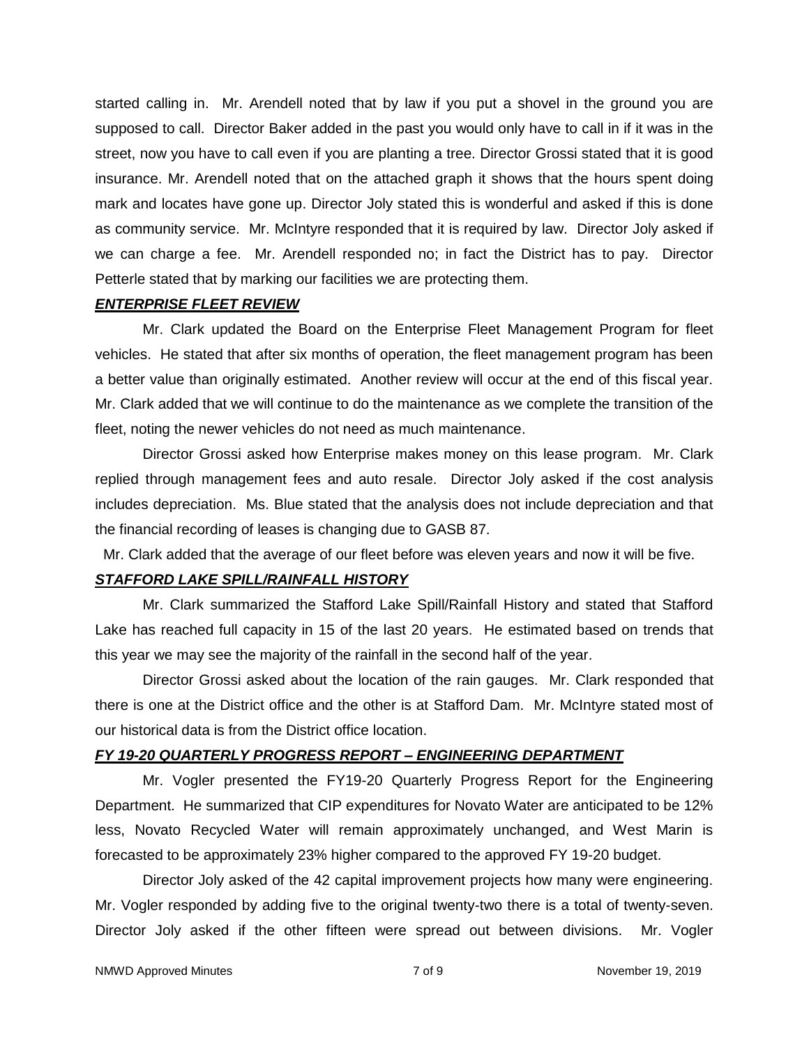started calling in. Mr. Arendell noted that by law if you put a shovel in the ground you are supposed to call. Director Baker added in the past you would only have to call in if it was in the street, now you have to call even if you are planting a tree. Director Grossi stated that it is good insurance. Mr. Arendell noted that on the attached graph it shows that the hours spent doing mark and locates have gone up. Director Joly stated this is wonderful and asked if this is done as community service. Mr. McIntyre responded that it is required by law. Director Joly asked if we can charge a fee. Mr. Arendell responded no; in fact the District has to pay. Director Petterle stated that by marking our facilities we are protecting them.

***ENTERPRISE FLEET REVIEW***

Mr. Clark updated the Board on the Enterprise Fleet Management Program for fleet vehicles. He stated that after six months of operation, the fleet management program has been a better value than originally estimated. Another review will occur at the end of this fiscal year. Mr. Clark added that we will continue to do the maintenance as we complete the transition of the fleet, noting the newer vehicles do not need as much maintenance.

Director Grossi asked how Enterprise makes money on this lease program. Mr. Clark replied through management fees and auto resale. Director Joly asked if the cost analysis includes depreciation. Ms. Blue stated that the analysis does not include depreciation and that the financial recording of leases is changing due to GASB 87.

Mr. Clark added that the average of our fleet before was eleven years and now it will be five.

***STAFFORD LAKE SPILL/RAINFALL HISTORY***

Mr. Clark summarized the Stafford Lake Spill/Rainfall History and stated that Stafford Lake has reached full capacity in 15 of the last 20 years. He estimated based on trends that this year we may see the majority of the rainfall in the second half of the year.

Director Grossi asked about the location of the rain gauges. Mr. Clark responded that there is one at the District office and the other is at Stafford Dam. Mr. McIntyre stated most of our historical data is from the District office location.

***FY 19-20 QUARTERLY PROGRESS REPORT – ENGINEERING DEPARTMENT***

Mr. Vogler presented the FY19-20 Quarterly Progress Report for the Engineering Department. He summarized that CIP expenditures for Novato Water are anticipated to be 12% less, Novato Recycled Water will remain approximately unchanged, and West Marin is forecasted to be approximately 23% higher compared to the approved FY 19-20 budget.

Director Joly asked of the 42 capital improvement projects how many were engineering. Mr. Vogler responded by adding five to the original twenty-two there is a total of twenty-seven. Director Joly asked if the other fifteen were spread out between divisions. Mr. Vogler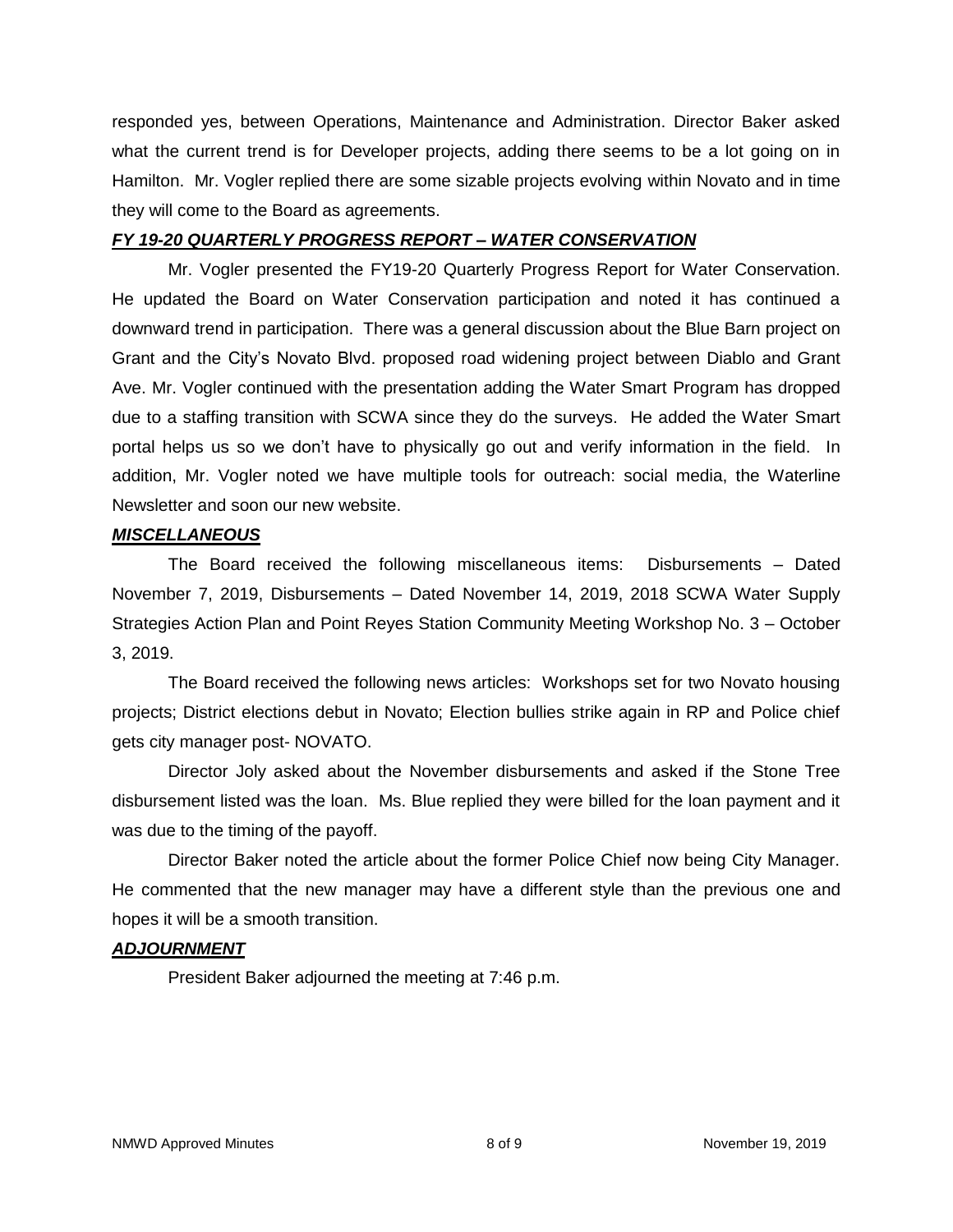responded yes, between Operations, Maintenance and Administration. Director Baker asked what the current trend is for Developer projects, adding there seems to be a lot going on in Hamilton. Mr. Vogler replied there are some sizable projects evolving within Novato and in time they will come to the Board as agreements.

***FY 19-20 QUARTERLY PROGRESS REPORT – WATER CONSERVATION***

Mr. Vogler presented the FY19-20 Quarterly Progress Report for Water Conservation. He updated the Board on Water Conservation participation and noted it has continued a downward trend in participation. There was a general discussion about the Blue Barn project on Grant and the City's Novato Blvd. proposed road widening project between Diablo and Grant Ave. Mr. Vogler continued with the presentation adding the Water Smart Program has dropped due to a staffing transition with SCWA since they do the surveys. He added the Water Smart portal helps us so we don't have to physically go out and verify information in the field. In addition, Mr. Vogler noted we have multiple tools for outreach: social media, the Waterline Newsletter and soon our new website.

***MISCELLANEOUS***

The Board received the following miscellaneous items: Disbursements – Dated November 7, 2019, Disbursements – Dated November 14, 2019, 2018 SCWA Water Supply Strategies Action Plan and Point Reyes Station Community Meeting Workshop No. 3 – October 3, 2019.

The Board received the following news articles: Workshops set for two Novato housing projects; District elections debut in Novato; Election bullies strike again in RP and Police chief gets city manager post- NOVATO.

Director Joly asked about the November disbursements and asked if the Stone Tree disbursement listed was the loan. Ms. Blue replied they were billed for the loan payment and it was due to the timing of the payoff.

Director Baker noted the article about the former Police Chief now being City Manager. He commented that the new manager may have a different style than the previous one and hopes it will be a smooth transition.

***ADJOURNMENT***

President Baker adjourned the meeting at 7:46 p.m.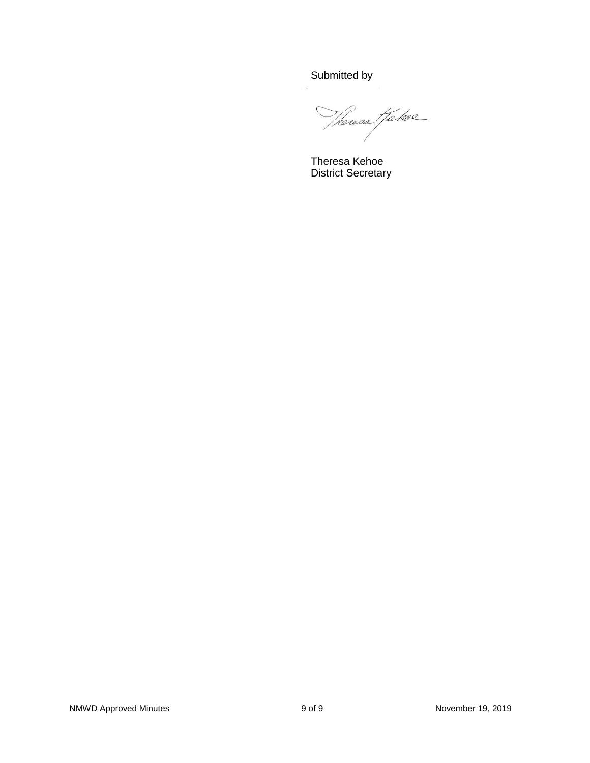Submitted by

Theresa Kehoe
District Secretary